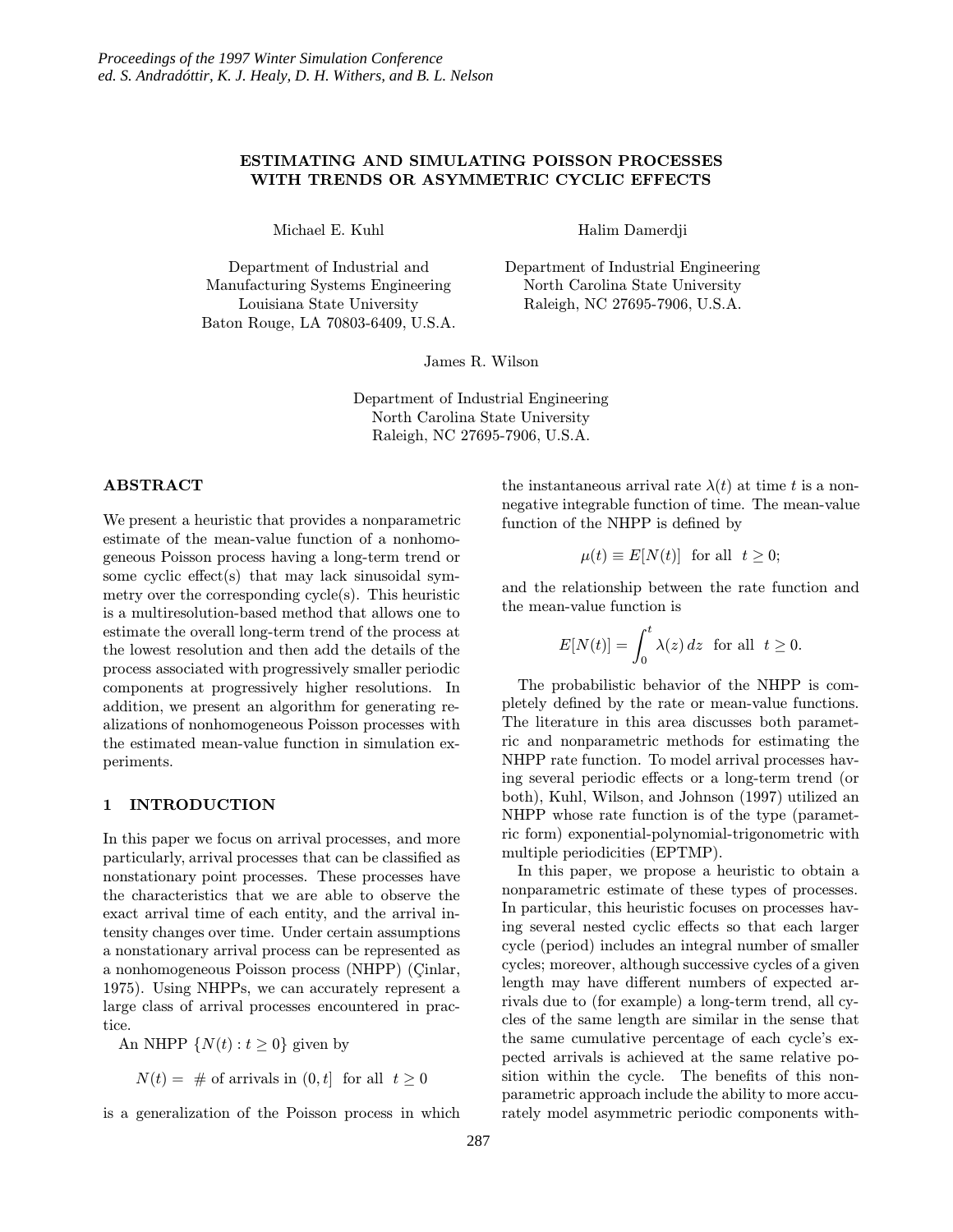# ESTIMATING AND SIMULATING POISSON PROCESSES WITH TRENDS OR ASYMMETRIC CYCLIC EFFECTS

Michael E. Kuhl

Department of Industrial and Manufacturing Systems Engineering
Louisiana State University
Baton Rouge, LA 70803-6409, U.S.A.

Halim Damerdji

Department of Industrial Engineering
North Carolina State University
Raleigh, NC 27695-7906, U.S.A.

James R. Wilson

Department of Industrial Engineering
North Carolina State University
Raleigh, NC 27695-7906, U.S.A.

## ABSTRACT

We present a heuristic that provides a nonparametric estimate of the mean-value function of a nonhomogeneous Poisson process having a long-term trend or some cyclic effect(s) that may lack sinusoidal symmetry over the corresponding cycle(s). This heuristic is a multiresolution-based method that allows one to estimate the overall long-term trend of the process at the lowest resolution and then add the details of the process associated with progressively smaller periodic components at progressively higher resolutions. In addition, we present an algorithm for generating realizations of nonhomogeneous Poisson processes with the estimated mean-value function in simulation experiments.

## 1 INTRODUCTION

In this paper we focus on arrival processes, and more particularly, arrival processes that can be classified as nonstationary point processes. These processes have the characteristics that we are able to observe the exact arrival time of each entity, and the arrival intensity changes over time. Under certain assumptions a nonstationary arrival process can be represented as a nonhomogeneous Poisson process (NHPP) (Çinlar, 1975). Using NHPPs, we can accurately represent a large class of arrival processes encountered in practice.

An NHPP $\{N(t) : t \geq 0\}$ given by

$$N(t) = \text{ \# of arrivals in } (0, t] \text{ for all } t \geq 0$$

is a generalization of the Poisson process in which the instantaneous arrival rate $\lambda(t)$ at time $t$ is a nonnegative integrable function of time. The mean-value function of the NHPP is defined by

$$\mu(t) \equiv E[N(t)] \text{ for all } t \geq 0;$$

and the relationship between the rate function and the mean-value function is

$$E[N(t)] = \int_0^t \lambda(z)\, dz \text{ for all } t \geq 0.$$

The probabilistic behavior of the NHPP is completely defined by the rate or mean-value functions. The literature in this area discusses both parametric and nonparametric methods for estimating the NHPP rate function. To model arrival processes having several periodic effects or a long-term trend (or both), Kuhl, Wilson, and Johnson (1997) utilized an NHPP whose rate function is of the type (parametric form) exponential-polynomial-trigonometric with multiple periodicities (EPTMP).

In this paper, we propose a heuristic to obtain a nonparametric estimate of these types of processes. In particular, this heuristic focuses on processes having several nested cyclic effects so that each larger cycle (period) includes an integral number of smaller cycles; moreover, although successive cycles of a given length may have different numbers of expected arrivals due to (for example) a long-term trend, all cycles of the same length are similar in the sense that the same cumulative percentage of each cycle's expected arrivals is achieved at the same relative position within the cycle. The benefits of this nonparametric approach include the ability to more accurately model asymmetric periodic components with-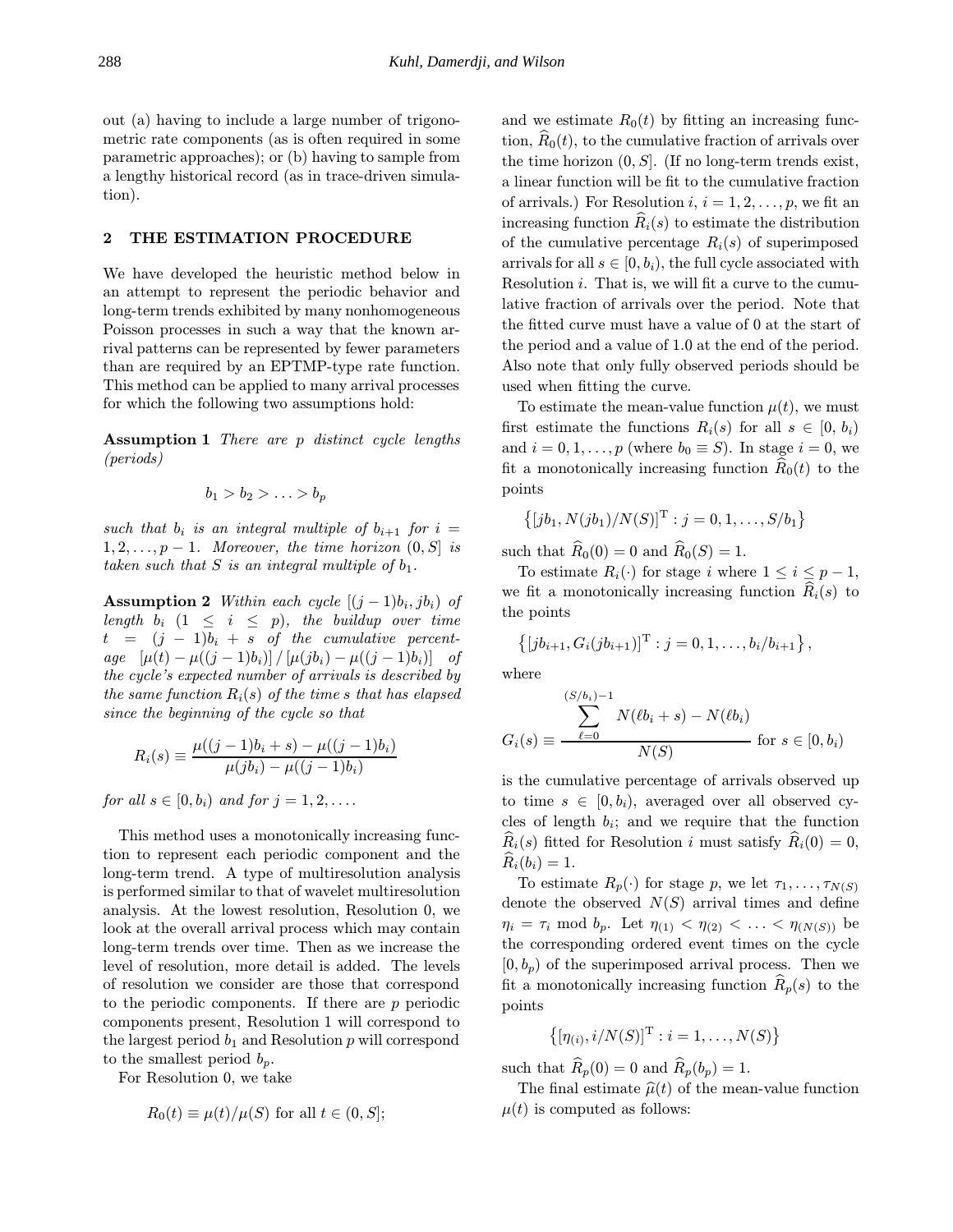out (a) having to include a large number of trigonometric rate components (as is often required in some parametric approaches); or (b) having to sample from a lengthy historical record (as in trace-driven simulation).

## 2 THE ESTIMATION PROCEDURE

We have developed the heuristic method below in an attempt to represent the periodic behavior and long-term trends exhibited by many nonhomogeneous Poisson processes in such a way that the known arrival patterns can be represented by fewer parameters than are required by an EPTMP-type rate function. This method can be applied to many arrival processes for which the following two assumptions hold:

**Assumption 1** *There are $p$ distinct cycle lengths (periods)*

$$b_1 > b_2 > \ldots > b_p$$

*such that $b_i$ is an integral multiple of $b_{i+1}$ for $i = 1, 2, \ldots, p-1$. Moreover, the time horizon $(0, S]$ is taken such that $S$ is an integral multiple of $b_1$.*

**Assumption 2** *Within each cycle $[(j-1)b_i, jb_i)$ of length $b_i$ $(1 \leq i \leq p)$, the buildup over time $t = (j-1)b_i + s$ of the cumulative percentage $[\mu(t) - \mu((j-1)b_i)] / [\mu(jb_i) - \mu((j-1)b_i)]$ of the cycle's expected number of arrivals is described by the same function $R_i(s)$ of the time $s$ that has elapsed since the beginning of the cycle so that*

$$R_i(s) \equiv \frac{\mu((j-1)b_i + s) - \mu((j-1)b_i)}{\mu(jb_i) - \mu((j-1)b_i)}$$

*for all $s \in [0, b_i)$ and for $j = 1, 2, \ldots$.*

This method uses a monotonically increasing function to represent each periodic component and the long-term trend. A type of multiresolution analysis is performed similar to that of wavelet multiresolution analysis. At the lowest resolution, Resolution 0, we look at the overall arrival process which may contain long-term trends over time. Then as we increase the level of resolution, more detail is added. The levels of resolution we consider are those that correspond to the periodic components. If there are $p$ periodic components present, Resolution 1 will correspond to the largest period $b_1$ and Resolution $p$ will correspond to the smallest period $b_p$.

For Resolution 0, we take

$$R_0(t) \equiv \mu(t)/\mu(S) \text{ for all } t \in (0, S];$$

and we estimate $R_0(t)$ by fitting an increasing function, $\widehat{R}_0(t)$, to the cumulative fraction of arrivals over the time horizon $(0, S]$. (If no long-term trends exist, a linear function will be fit to the cumulative fraction of arrivals.) For Resolution $i$, $i = 1, 2, \ldots, p$, we fit an increasing function $\widehat{R}_i(s)$ to estimate the distribution of the cumulative percentage $R_i(s)$ of superimposed arrivals for all $s \in [0, b_i)$, the full cycle associated with Resolution $i$. That is, we will fit a curve to the cumulative fraction of arrivals over the period. Note that the fitted curve must have a value of 0 at the start of the period and a value of 1.0 at the end of the period. Also note that only fully observed periods should be used when fitting the curve.

To estimate the mean-value function $\mu(t)$, we must first estimate the functions $R_i(s)$ for all $s \in [0, b_i)$ and $i = 0, 1, \ldots, p$ (where $b_0 \equiv S$). In stage $i = 0$, we fit a monotonically increasing function $\widehat{R}_0(t)$ to the points

$$\left\{ [jb_1, N(jb_1)/N(S)]^{\mathrm{T}} : j = 0, 1, \ldots, S/b_1 \right\}$$

such that $\widehat{R}_0(0) = 0$ and $\widehat{R}_0(S) = 1$.

To estimate $R_i(\cdot)$ for stage $i$ where $1 \leq i \leq p-1$, we fit a monotonically increasing function $\widehat{R}_i(s)$ to the points

$$\left\{ [jb_{i+1}, G_i(jb_{i+1})]^{\mathrm{T}} : j = 0, 1, \ldots, b_i/b_{i+1} \right\},$$

where

$$G_i(s) \equiv \frac{\displaystyle\sum_{\ell=0}^{(S/b_i)-1} N(\ell b_i + s) - N(\ell b_i)}{N(S)} \text{ for } s \in [0, b_i)$$

is the cumulative percentage of arrivals observed up to time $s \in [0, b_i)$, averaged over all observed cycles of length $b_i$; and we require that the function $\widehat{R}_i(s)$ fitted for Resolution $i$ must satisfy $\widehat{R}_i(0) = 0$, $\widehat{R}_i(b_i) = 1$.

To estimate $R_p(\cdot)$ for stage $p$, we let $\tau_1, \ldots, \tau_{N(S)}$ denote the observed $N(S)$ arrival times and define $\eta_i = \tau_i \bmod b_p$. Let $\eta_{(1)} < \eta_{(2)} < \ldots < \eta_{(N(S))}$ be the corresponding ordered event times on the cycle $[0, b_p)$ of the superimposed arrival process. Then we fit a monotonically increasing function $\widehat{R}_p(s)$ to the points

$$\left\{ [\eta_{(i)}, i/N(S)]^{\mathrm{T}} : i = 1, \ldots, N(S) \right\}$$

such that $\widehat{R}_p(0) = 0$ and $\widehat{R}_p(b_p) = 1$.

The final estimate $\widehat{\mu}(t)$ of the mean-value function $\mu(t)$ is computed as follows: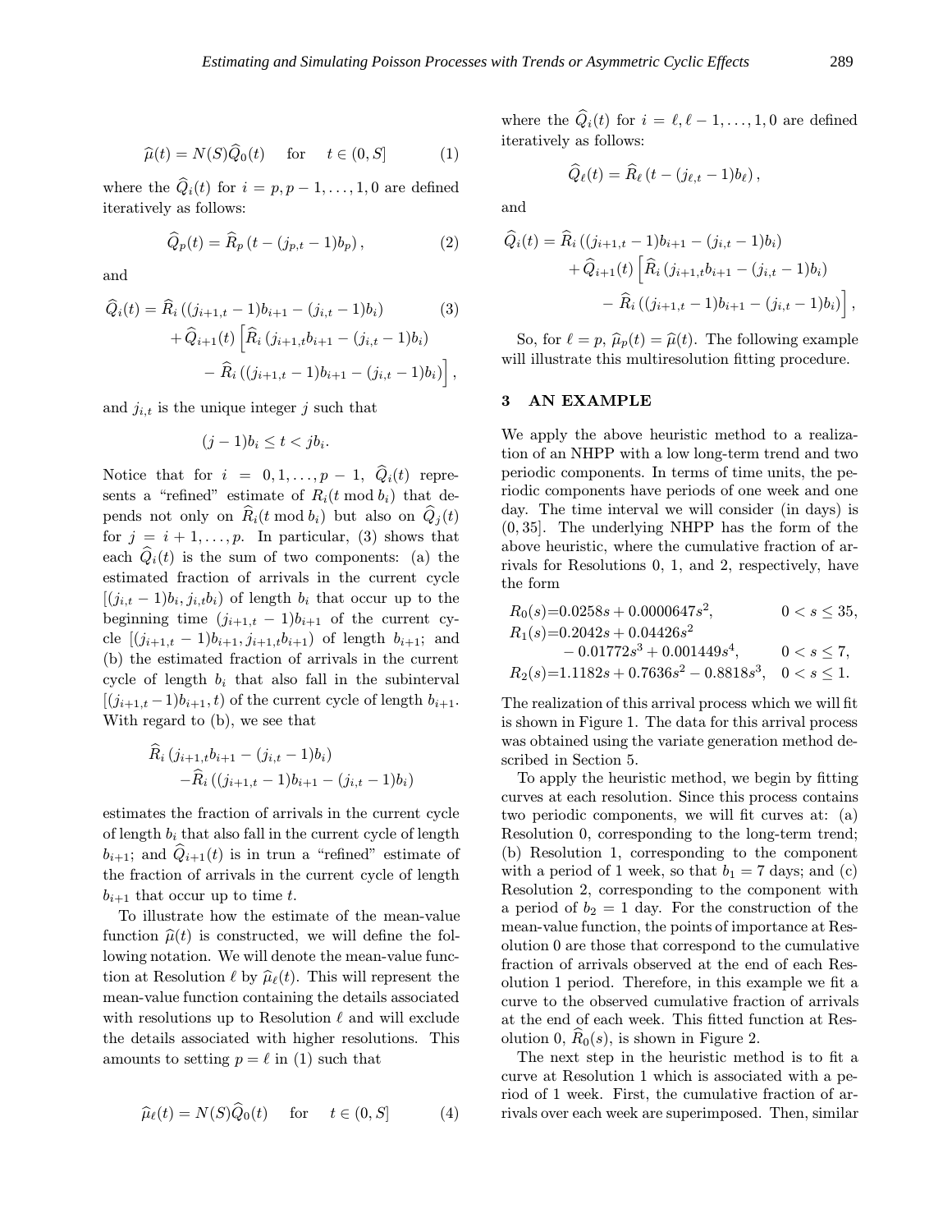$$\widehat{\mu}(t) = N(S)\widehat{Q}_0(t) \quad \text{for} \quad t \in (0, S] \tag{1}$$

where the $\widehat{Q}_i(t)$ for $i = p, p-1, \ldots, 1, 0$ are defined iteratively as follows:

$$\widehat{Q}_p(t) = \widehat{R}_p\left(t - (j_{p,t} - 1)b_p\right), \tag{2}$$

and

$$\begin{aligned}
\widehat{Q}_i(t) = \widehat{R}_i\left((j_{i+1,t} - 1)b_{i+1} - (j_{i,t} - 1)b_i\right) \\
+ \widehat{Q}_{i+1}(t)\Big[\widehat{R}_i\left(j_{i+1,t}b_{i+1} - (j_{i,t} - 1)b_i\right) \\
- \widehat{R}_i\left((j_{i+1,t} - 1)b_{i+1} - (j_{i,t} - 1)b_i\right)\Big],
\end{aligned} \tag{3}$$

and $j_{i,t}$ is the unique integer $j$ such that

$$(j-1)b_i \le t < jb_i.$$

Notice that for $i = 0, 1, \ldots, p-1$, $\widehat{Q}_i(t)$ represents a "refined" estimate of $R_i(t \bmod b_i)$ that depends not only on $\widehat{R}_i(t \bmod b_i)$ but also on $\widehat{Q}_j(t)$ for $j = i+1, \ldots, p$. In particular, (3) shows that each $\widehat{Q}_i(t)$ is the sum of two components: (a) the estimated fraction of arrivals in the current cycle $[(j_{i,t} - 1)b_i, j_{i,t}b_i)$ of length $b_i$ that occur up to the beginning time $(j_{i+1,t} - 1)b_{i+1}$ of the current cycle $[(j_{i+1,t} - 1)b_{i+1}, j_{i+1,t}b_{i+1})$ of length $b_{i+1}$; and (b) the estimated fraction of arrivals in the current cycle of length $b_i$ that also fall in the subinterval $[(j_{i+1,t} - 1)b_{i+1}, t)$ of the current cycle of length $b_{i+1}$. With regard to (b), we see that

$$\begin{aligned}
\widehat{R}_i\left(j_{i+1,t}b_{i+1} - (j_{i,t} - 1)b_i\right) \\
-\widehat{R}_i\left((j_{i+1,t} - 1)b_{i+1} - (j_{i,t} - 1)b_i\right)
\end{aligned}$$

estimates the fraction of arrivals in the current cycle of length $b_i$ that also fall in the current cycle of length $b_{i+1}$; and $\widehat{Q}_{i+1}(t)$ is in trun a "refined" estimate of the fraction of arrivals in the current cycle of length $b_{i+1}$ that occur up to time $t$.

To illustrate how the estimate of the mean-value function $\widehat{\mu}(t)$ is constructed, we will define the following notation. We will denote the mean-value function at Resolution $\ell$ by $\widehat{\mu}_\ell(t)$. This will represent the mean-value function containing the details associated with resolutions up to Resolution $\ell$ and will exclude the details associated with higher resolutions. This amounts to setting $p = \ell$ in (1) such that

$$\widehat{\mu}_\ell(t) = N(S)\widehat{Q}_0(t) \quad \text{for} \quad t \in (0, S] \tag{4}$$

where the $\widehat{Q}_i(t)$ for $i = \ell, \ell-1, \ldots, 1, 0$ are defined iteratively as follows:

$$\widehat{Q}_\ell(t) = \widehat{R}_\ell\left(t - (j_{\ell,t} - 1)b_\ell\right),$$

and

$$\begin{aligned}
\widehat{Q}_i(t) = \widehat{R}_i\left((j_{i+1,t} - 1)b_{i+1} - (j_{i,t} - 1)b_i\right) \\
+ \widehat{Q}_{i+1}(t)\Big[\widehat{R}_i\left(j_{i+1,t}b_{i+1} - (j_{i,t} - 1)b_i\right) \\
- \widehat{R}_i\left((j_{i+1,t} - 1)b_{i+1} - (j_{i,t} - 1)b_i\right)\Big],
\end{aligned}$$

So, for $\ell = p$, $\widehat{\mu}_p(t) = \widehat{\mu}(t)$. The following example will illustrate this multiresolution fitting procedure.

## 3 AN EXAMPLE

We apply the above heuristic method to a realization of an NHPP with a low long-term trend and two periodic components. In terms of time units, the periodic components have periods of one week and one day. The time interval we will consider (in days) is $(0, 35]$. The underlying NHPP has the form of the above heuristic, where the cumulative fraction of arrivals for Resolutions 0, 1, and 2, respectively, have the form

$$\begin{aligned}
R_0(s) &= 0.0258s + 0.0000647s^2, && 0 < s \le 35, \\
R_1(s) &= 0.2042s + 0.04426s^2 \\
&\quad - 0.01772s^3 + 0.001449s^4, && 0 < s \le 7, \\
R_2(s) &= 1.1182s + 0.7636s^2 - 0.8818s^3, && 0 < s \le 1.
\end{aligned}$$

The realization of this arrival process which we will fit is shown in Figure 1. The data for this arrival process was obtained using the variate generation method described in Section 5.

To apply the heuristic method, we begin by fitting curves at each resolution. Since this process contains two periodic components, we will fit curves at: (a) Resolution 0, corresponding to the long-term trend; (b) Resolution 1, corresponding to the component with a period of 1 week, so that $b_1 = 7$ days; and (c) Resolution 2, corresponding to the component with a period of $b_2 = 1$ day. For the construction of the mean-value function, the points of importance at Resolution 0 are those that correspond to the cumulative fraction of arrivals observed at the end of each Resolution 1 period. Therefore, in this example we fit a curve to the observed cumulative fraction of arrivals at the end of each week. This fitted function at Resolution 0, $\widehat{R}_0(s)$, is shown in Figure 2.

The next step in the heuristic method is to fit a curve at Resolution 1 which is associated with a period of 1 week. First, the cumulative fraction of arrivals over each week are superimposed. Then, similar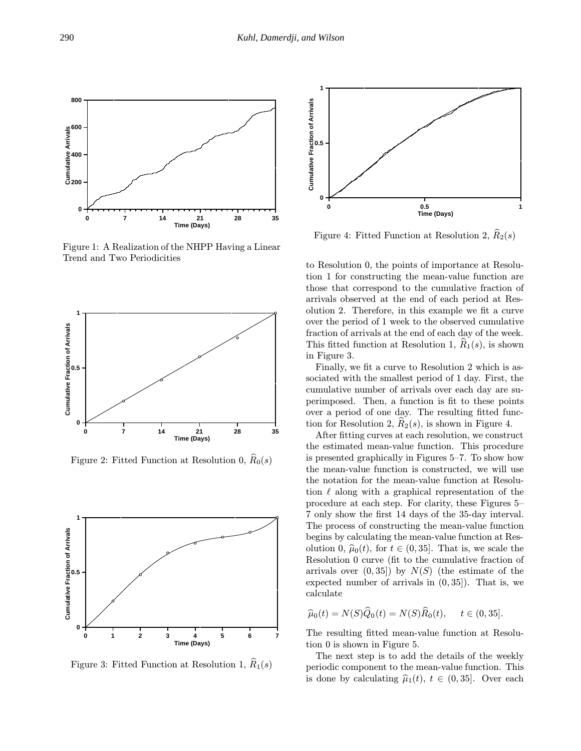Figure 1: A Realization of the NHPP Having a Linear Trend and Two Periodicities

Figure 2: Fitted Function at Resolution 0, $\widehat{R}_0(s)$

Figure 3: Fitted Function at Resolution 1, $\widehat{R}_1(s)$

Figure 4: Fitted Function at Resolution 2, $\widehat{R}_2(s)$

to Resolution 0, the points of importance at Resolution 1 for constructing the mean-value function are those that correspond to the cumulative fraction of arrivals observed at the end of each period at Resolution 2. Therefore, in this example we fit a curve over the period of 1 week to the observed cumulative fraction of arrivals at the end of each day of the week. This fitted function at Resolution 1, $\widehat{R}_1(s)$, is shown in Figure 3.

Finally, we fit a curve to Resolution 2 which is associated with the smallest period of 1 day. First, the cumulative number of arrivals over each day are superimposed. Then, a function is fit to these points over a period of one day. The resulting fitted function for Resolution 2, $\widehat{R}_2(s)$, is shown in Figure 4.

After fitting curves at each resolution, we construct the estimated mean-value function. This procedure is presented graphically in Figures 5–7. To show how the mean-value function is constructed, we will use the notation for the mean-value function at Resolution $\ell$ along with a graphical representation of the procedure at each step. For clarity, these Figures 5–7 only show the first 14 days of the 35-day interval. The process of constructing the mean-value function begins by calculating the mean-value function at Resolution 0, $\widehat{\mu}_0(t)$, for $t \in (0, 35]$. That is, we scale the Resolution 0 curve (fit to the cumulative fraction of arrivals over $(0, 35]$) by $N(S)$ (the estimate of the expected number of arrivals in $(0, 35]$). That is, we calculate

$$\widehat{\mu}_0(t) = N(S)\widehat{Q}_0(t) = N(S)\widehat{R}_0(t), \quad t \in (0, 35].$$

The resulting fitted mean-value function at Resolution 0 is shown in Figure 5.

The next step is to add the details of the weekly periodic component to the mean-value function. This is done by calculating $\widehat{\mu}_1(t)$, $t \in (0, 35]$. Over each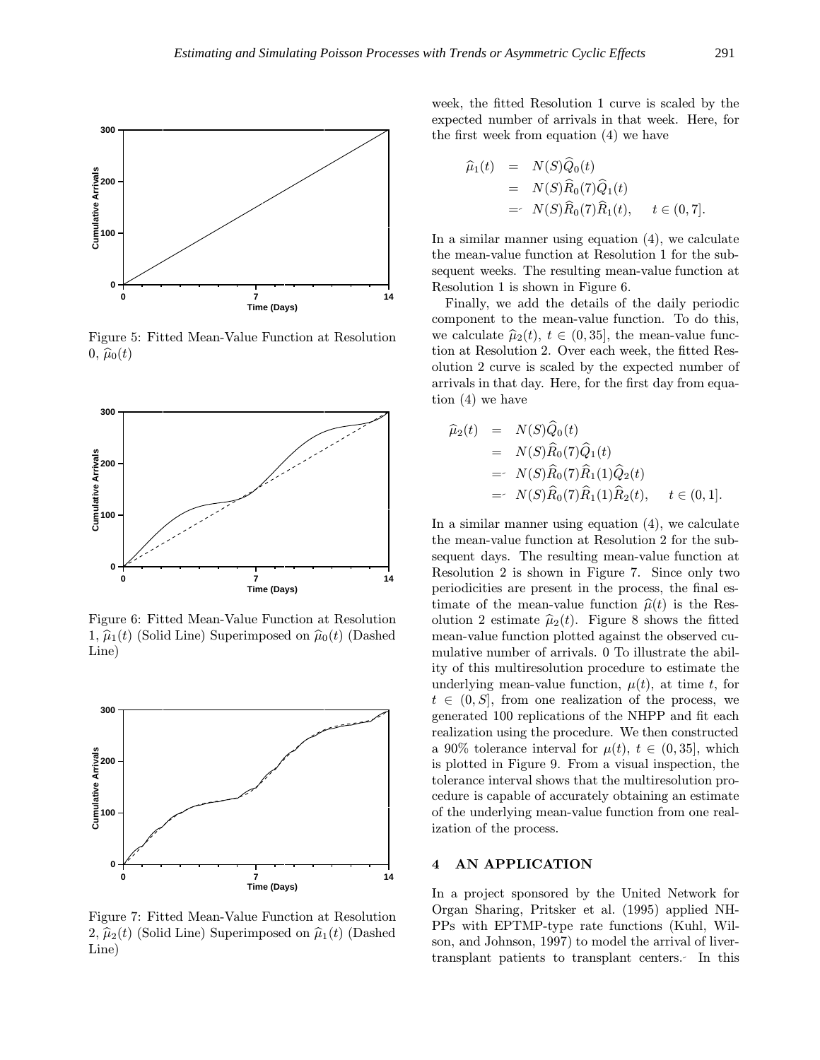Figure 5: Fitted Mean-Value Function at Resolution 0, $\widehat{\mu}_0(t)$

Figure 6: Fitted Mean-Value Function at Resolution 1, $\widehat{\mu}_1(t)$ (Solid Line) Superimposed on $\widehat{\mu}_0(t)$ (Dashed Line)

Figure 7: Fitted Mean-Value Function at Resolution 2, $\widehat{\mu}_2(t)$ (Solid Line) Superimposed on $\widehat{\mu}_1(t)$ (Dashed Line)

week, the fitted Resolution 1 curve is scaled by the expected number of arrivals in that week. Here, for the first week from equation (4) we have

$$
\begin{aligned}
\widehat{\mu}_1(t) &= N(S)\widehat{Q}_0(t) \\
&= N(S)\widehat{R}_0(7)\widehat{Q}_1(t) \\
&= N(S)\widehat{R}_0(7)\widehat{R}_1(t), \quad t \in (0, 7].
\end{aligned}
$$

In a similar manner using equation (4), we calculate the mean-value function at Resolution 1 for the subsequent weeks. The resulting mean-value function at Resolution 1 is shown in Figure 6.

Finally, we add the details of the daily periodic component to the mean-value function. To do this, we calculate $\widehat{\mu}_2(t)$, $t \in (0, 35]$, the mean-value function at Resolution 2. Over each week, the fitted Resolution 2 curve is scaled by the expected number of arrivals in that day. Here, for the first day from equation (4) we have

$$
\begin{aligned}
\widehat{\mu}_2(t) &= N(S)\widehat{Q}_0(t) \\
&= N(S)\widehat{R}_0(7)\widehat{Q}_1(t) \\
&= N(S)\widehat{R}_0(7)\widehat{R}_1(1)\widehat{Q}_2(t) \\
&= N(S)\widehat{R}_0(7)\widehat{R}_1(1)\widehat{R}_2(t), \quad t \in (0, 1].
\end{aligned}
$$

In a similar manner using equation (4), we calculate the mean-value function at Resolution 2 for the subsequent days. The resulting mean-value function at Resolution 2 is shown in Figure 7. Since only two periodicities are present in the process, the final estimate of the mean-value function $\widehat{\mu}(t)$ is the Resolution 2 estimate $\widehat{\mu}_2(t)$. Figure 8 shows the fitted mean-value function plotted against the observed cumulative number of arrivals. 0 To illustrate the ability of this multiresolution procedure to estimate the underlying mean-value function, $\mu(t)$, at time $t$, for $t \in (0, S]$, from one realization of the process, we generated 100 replications of the NHPP and fit each realization using the procedure. We then constructed a 90% tolerance interval for $\mu(t)$, $t \in (0, 35]$, which is plotted in Figure 9. From a visual inspection, the tolerance interval shows that the multiresolution procedure is capable of accurately obtaining an estimate of the underlying mean-value function from one realization of the process.

## 4 AN APPLICATION

In a project sponsored by the United Network for Organ Sharing, Pritsker et al. (1995) applied NHPPs with EPTMP-type rate functions (Kuhl, Wilson, and Johnson, 1997) to model the arrival of liver-transplant patients to transplant centers. In this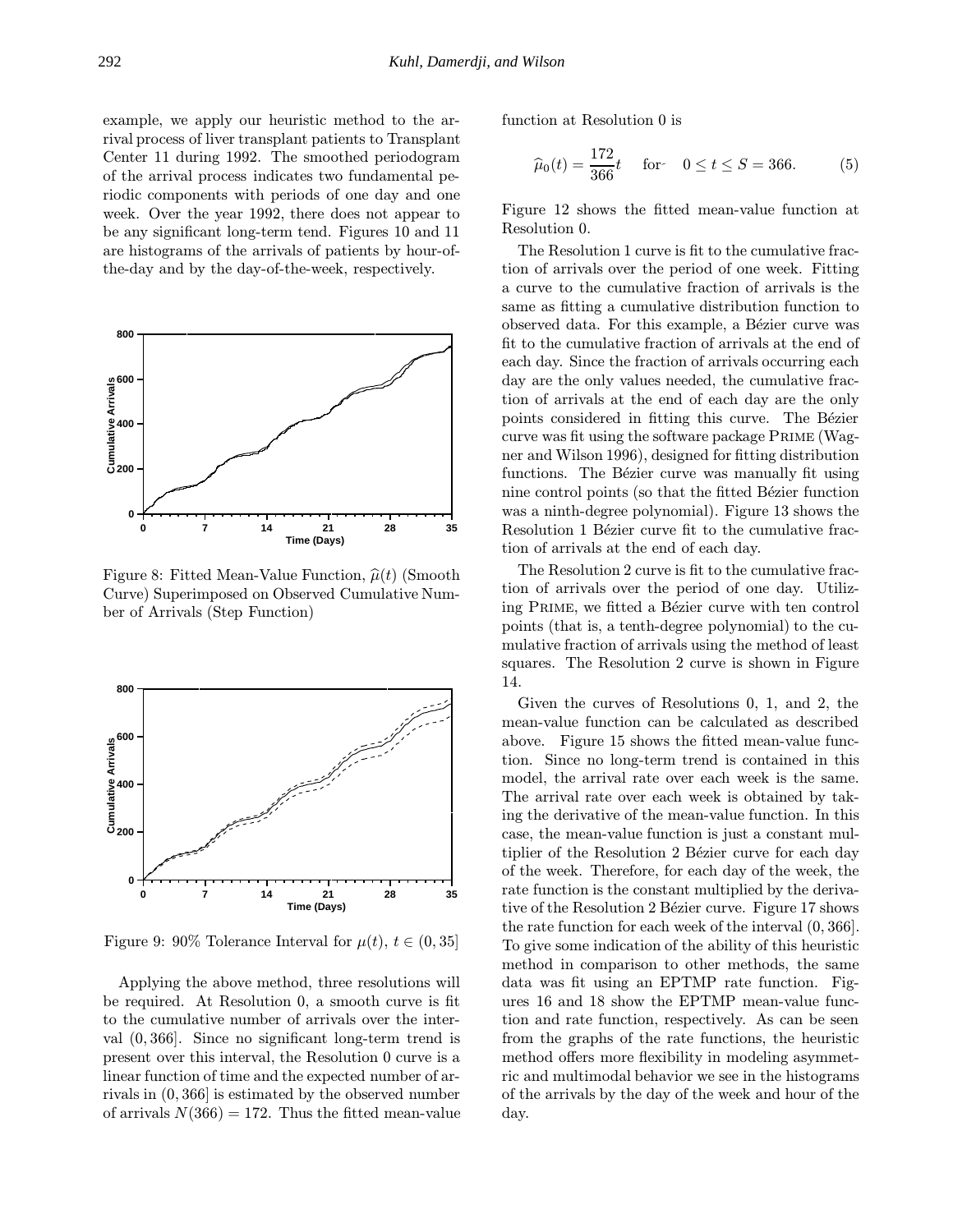example, we apply our heuristic method to the arrival process of liver transplant patients to Transplant Center 11 during 1992. The smoothed periodogram of the arrival process indicates two fundamental periodic components with periods of one day and one week. Over the year 1992, there does not appear to be any significant long-term tend. Figures 10 and 11 are histograms of the arrivals of patients by hour-of-the-day and by the day-of-the-week, respectively.

Figure 8: Fitted Mean-Value Function, $\widehat{\mu}(t)$ (Smooth Curve) Superimposed on Observed Cumulative Number of Arrivals (Step Function)

Figure 9: 90% Tolerance Interval for $\mu(t)$, $t \in (0, 35]$

Applying the above method, three resolutions will be required. At Resolution 0, a smooth curve is fit to the cumulative number of arrivals over the interval $(0, 366]$. Since no significant long-term trend is present over this interval, the Resolution 0 curve is a linear function of time and the expected number of arrivals in $(0, 366]$ is estimated by the observed number of arrivals $N(366) = 172$. Thus the fitted mean-value function at Resolution 0 is

$$\widehat{\mu}_0(t) = \frac{172}{366}t \quad \text{for} \quad 0 \leq t \leq S = 366. \tag{5}$$

Figure 12 shows the fitted mean-value function at Resolution 0.

The Resolution 1 curve is fit to the cumulative fraction of arrivals over the period of one week. Fitting a curve to the cumulative fraction of arrivals is the same as fitting a cumulative distribution function to observed data. For this example, a Bézier curve was fit to the cumulative fraction of arrivals at the end of each day. Since the fraction of arrivals occurring each day are the only values needed, the cumulative fraction of arrivals at the end of each day are the only points considered in fitting this curve. The Bézier curve was fit using the software package PRIME (Wagner and Wilson 1996), designed for fitting distribution functions. The Bézier curve was manually fit using nine control points (so that the fitted Bézier function was a ninth-degree polynomial). Figure 13 shows the Resolution 1 Bézier curve fit to the cumulative fraction of arrivals at the end of each day.

The Resolution 2 curve is fit to the cumulative fraction of arrivals over the period of one day. Utilizing PRIME, we fitted a Bézier curve with ten control points (that is, a tenth-degree polynomial) to the cumulative fraction of arrivals using the method of least squares. The Resolution 2 curve is shown in Figure 14.

Given the curves of Resolutions 0, 1, and 2, the mean-value function can be calculated as described above. Figure 15 shows the fitted mean-value function. Since no long-term trend is contained in this model, the arrival rate over each week is the same. The arrival rate over each week is obtained by taking the derivative of the mean-value function. In this case, the mean-value function is just a constant multiplier of the Resolution 2 Bézier curve for each day of the week. Therefore, for each day of the week, the rate function is the constant multiplied by the derivative of the Resolution 2 Bézier curve. Figure 17 shows the rate function for each week of the interval $(0, 366]$. To give some indication of the ability of this heuristic method in comparison to other methods, the same data was fit using an EPTMP rate function. Figures 16 and 18 show the EPTMP mean-value function and rate function, respectively. As can be seen from the graphs of the rate functions, the heuristic method offers more flexibility in modeling asymmetric and multimodal behavior we see in the histograms of the arrivals by the day of the week and hour of the day.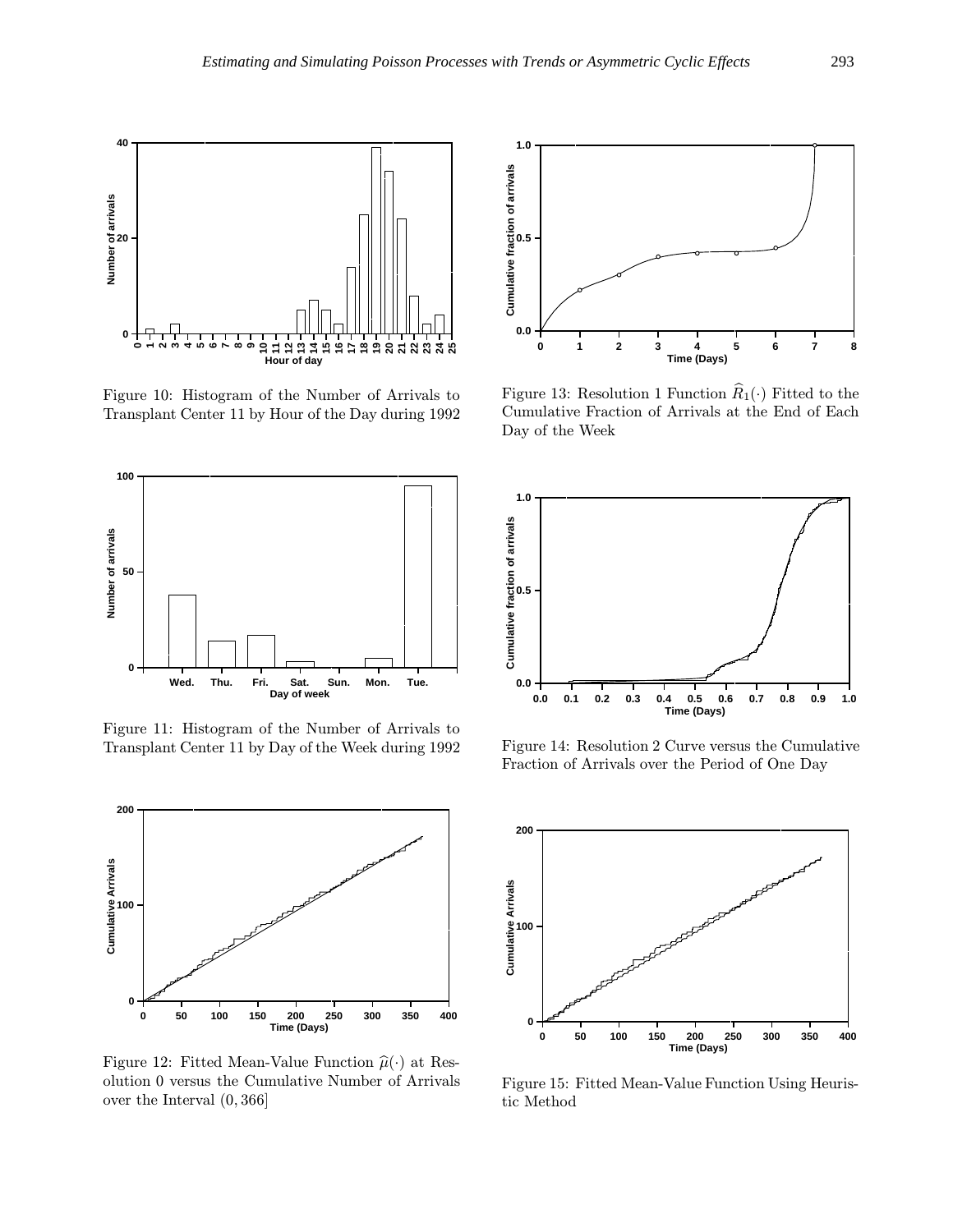Figure 10: Histogram of the Number of Arrivals to Transplant Center 11 by Hour of the Day during 1992

Figure 11: Histogram of the Number of Arrivals to Transplant Center 11 by Day of the Week during 1992

Figure 12: Fitted Mean-Value Function $\widehat{\mu}(\cdot)$ at Resolution 0 versus the Cumulative Number of Arrivals over the Interval $(0, 366]$

Figure 13: Resolution 1 Function $\widehat{R}_1(\cdot)$ Fitted to the Cumulative Fraction of Arrivals at the End of Each Day of the Week

Figure 14: Resolution 2 Curve versus the Cumulative Fraction of Arrivals over the Period of One Day

Figure 15: Fitted Mean-Value Function Using Heuristic Method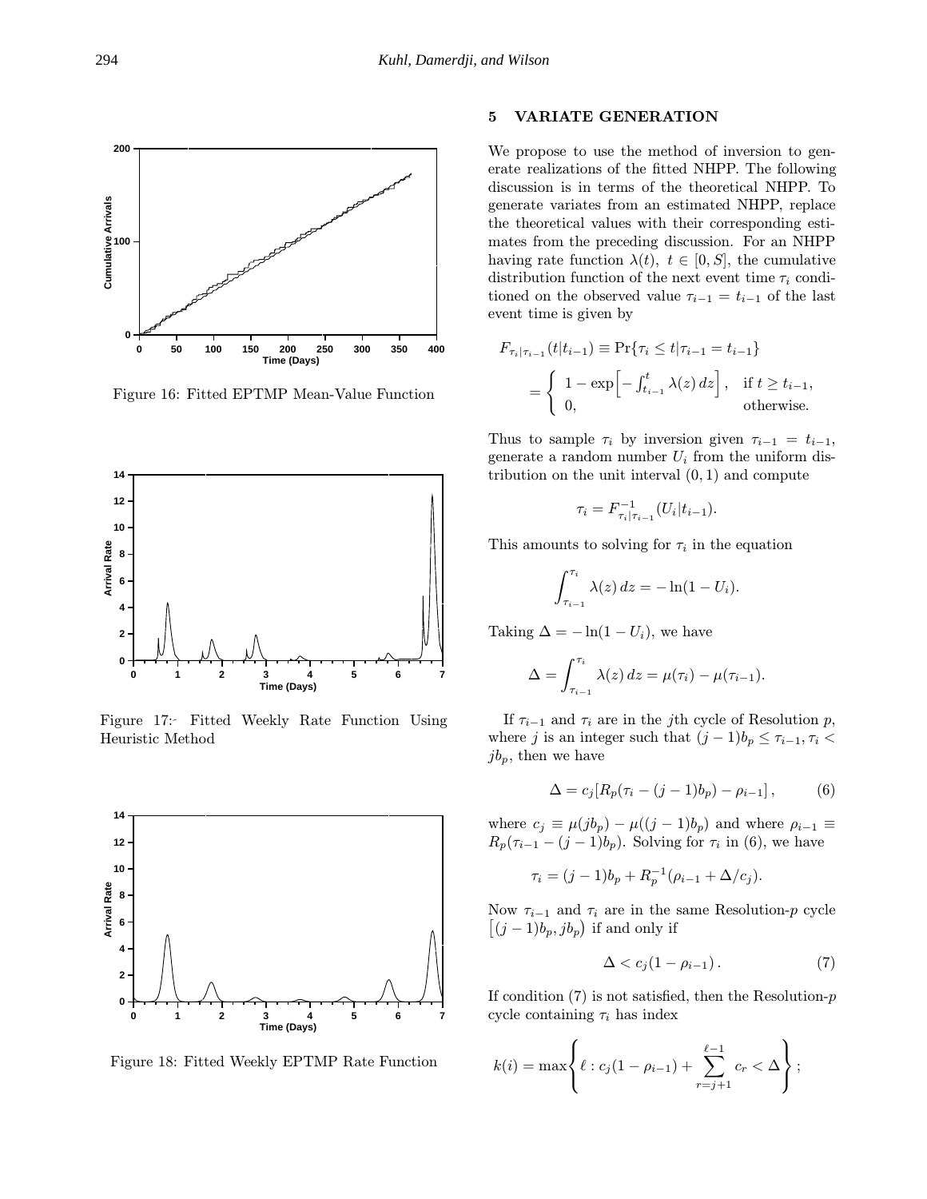Figure 16: Fitted EPTMP Mean-Value Function

Figure 17: Fitted Weekly Rate Function Using Heuristic Method

Figure 18: Fitted Weekly EPTMP Rate Function

## 5 VARIATE GENERATION

We propose to use the method of inversion to generate realizations of the fitted NHPP. The following discussion is in terms of the theoretical NHPP. To generate variates from an estimated NHPP, replace the theoretical values with their corresponding estimates from the preceding discussion. For an NHPP having rate function $\lambda(t),\ t \in [0, S]$, the cumulative distribution function of the next event time $\tau_i$ conditioned on the observed value $\tau_{i-1} = t_{i-1}$ of the last event time is given by

$$F_{\tau_i|\tau_{i-1}}(t|t_{i-1}) \equiv \Pr\{\tau_i \le t | \tau_{i-1} = t_{i-1}\}$$

$$= \begin{cases} 1 - \exp\Big[-\int_{t_{i-1}}^{t} \lambda(z)\,dz\Big], & \text{if } t \ge t_{i-1}, \\ 0, & \text{otherwise.} \end{cases}$$

Thus to sample $\tau_i$ by inversion given $\tau_{i-1} = t_{i-1}$, generate a random number $U_i$ from the uniform distribution on the unit interval $(0, 1)$ and compute

$$\tau_i = F^{-1}_{\tau_i|\tau_{i-1}}(U_i|t_{i-1}).$$

This amounts to solving for $\tau_i$ in the equation

$$\int_{\tau_{i-1}}^{\tau_i} \lambda(z)\,dz = -\ln(1 - U_i).$$

Taking $\Delta = -\ln(1 - U_i)$, we have

$$\Delta = \int_{\tau_{i-1}}^{\tau_i} \lambda(z)\,dz = \mu(\tau_i) - \mu(\tau_{i-1}).$$

If $\tau_{i-1}$ and $\tau_i$ are in the $j$th cycle of Resolution $p$, where $j$ is an integer such that $(j-1)b_p \le \tau_{i-1}, \tau_i < jb_p$, then we have

$$\Delta = c_j[R_p(\tau_i - (j-1)b_p) - \rho_{i-1}], \qquad (6)$$

where $c_j \equiv \mu(jb_p) - \mu((j-1)b_p)$ and where $\rho_{i-1} \equiv R_p(\tau_{i-1} - (j-1)b_p)$. Solving for $\tau_i$ in (6), we have

$$\tau_i = (j-1)b_p + R_p^{-1}(\rho_{i-1} + \Delta/c_j).$$

Now $\tau_{i-1}$ and $\tau_i$ are in the same Resolution-$p$ cycle $\big[(j-1)b_p, jb_p\big)$ if and only if

$$\Delta < c_j(1 - \rho_{i-1}). \qquad (7)$$

If condition (7) is not satisfied, then the Resolution-$p$ cycle containing $\tau_i$ has index

$$k(i) = \max\left\{\ell : c_j(1 - \rho_{i-1}) + \sum_{r=j+1}^{\ell-1} c_r < \Delta\right\};$$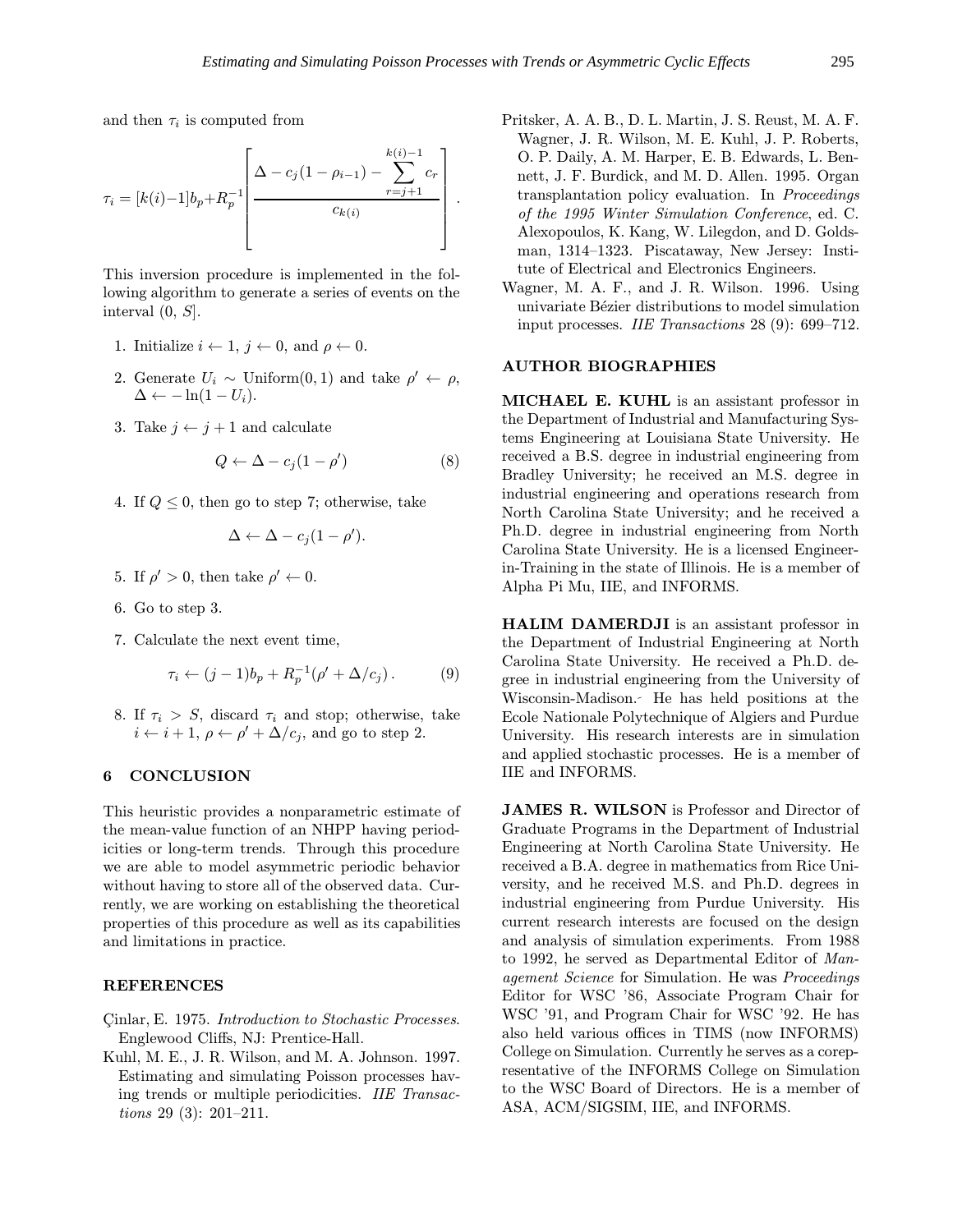and then $\tau_i$ is computed from

$$\tau_i = [k(i)-1]b_p + R_p^{-1}\left[\frac{\Delta - c_j(1-\rho_{i-1}) - \sum_{r=j+1}^{k(i)-1} c_r}{c_{k(i)}}\right].$$

This inversion procedure is implemented in the following algorithm to generate a series of events on the interval $(0,\ S]$.

1. Initialize $i \leftarrow 1$, $j \leftarrow 0$, and $\rho \leftarrow 0$.
2. Generate $U_i \sim \text{Uniform}(0,1)$ and take $\rho' \leftarrow \rho$, $\Delta \leftarrow -\ln(1-U_i)$.
3. Take $j \leftarrow j+1$ and calculate
$$Q \leftarrow \Delta - c_j(1-\rho') \tag{8}$$
4. If $Q \leq 0$, then go to step 7; otherwise, take
$$\Delta \leftarrow \Delta - c_j(1-\rho').$$
5. If $\rho' > 0$, then take $\rho' \leftarrow 0$.
6. Go to step 3.
7. Calculate the next event time,
$$\tau_i \leftarrow (j-1)b_p + R_p^{-1}(\rho' + \Delta/c_j). \tag{9}$$
8. If $\tau_i > S$, discard $\tau_i$ and stop; otherwise, take $i \leftarrow i+1$, $\rho \leftarrow \rho' + \Delta/c_j$, and go to step 2.

## 6 CONCLUSION

This heuristic provides a nonparametric estimate of the mean-value function of an NHPP having periodicities or long-term trends. Through this procedure we are able to model asymmetric periodic behavior without having to store all of the observed data. Currently, we are working on establishing the theoretical properties of this procedure as well as its capabilities and limitations in practice.

## REFERENCES

Çinlar, E. 1975. *Introduction to Stochastic Processes*. Englewood Cliffs, NJ: Prentice-Hall.

Kuhl, M. E., J. R. Wilson, and M. A. Johnson. 1997. Estimating and simulating Poisson processes having trends or multiple periodicities. *IIE Transactions* 29 (3): 201–211.

Pritsker, A. A. B., D. L. Martin, J. S. Reust, M. A. F. Wagner, J. R. Wilson, M. E. Kuhl, J. P. Roberts, O. P. Daily, A. M. Harper, E. B. Edwards, L. Bennett, J. F. Burdick, and M. D. Allen. 1995. Organ transplantation policy evaluation. In *Proceedings of the 1995 Winter Simulation Conference*, ed. C. Alexopoulos, K. Kang, W. Lilegdon, and D. Goldsman, 1314–1323. Piscataway, New Jersey: Institute of Electrical and Electronics Engineers.

Wagner, M. A. F., and J. R. Wilson. 1996. Using univariate Bézier distributions to model simulation input processes. *IIE Transactions* 28 (9): 699–712.

## AUTHOR BIOGRAPHIES

**MICHAEL E. KUHL** is an assistant professor in the Department of Industrial and Manufacturing Systems Engineering at Louisiana State University. He received a B.S. degree in industrial engineering from Bradley University; he received an M.S. degree in industrial engineering and operations research from North Carolina State University; and he received a Ph.D. degree in industrial engineering from North Carolina State University. He is a licensed Engineer-in-Training in the state of Illinois. He is a member of Alpha Pi Mu, IIE, and INFORMS.

**HALIM DAMERDJI** is an assistant professor in the Department of Industrial Engineering at North Carolina State University. He received a Ph.D. degree in industrial engineering from the University of Wisconsin-Madison. He has held positions at the Ecole Nationale Polytechnique of Algiers and Purdue University. His research interests are in simulation and applied stochastic processes. He is a member of IIE and INFORMS.

**JAMES R. WILSON** is Professor and Director of Graduate Programs in the Department of Industrial Engineering at North Carolina State University. He received a B.A. degree in mathematics from Rice University, and he received M.S. and Ph.D. degrees in industrial engineering from Purdue University. His current research interests are focused on the design and analysis of simulation experiments. From 1988 to 1992, he served as Departmental Editor of *Management Science* for Simulation. He was *Proceedings* Editor for WSC '86, Associate Program Chair for WSC '91, and Program Chair for WSC '92. He has also held various offices in TIMS (now INFORMS) College on Simulation. Currently he serves as a corepresentative of the INFORMS College on Simulation to the WSC Board of Directors. He is a member of ASA, ACM/SIGSIM, IIE, and INFORMS.